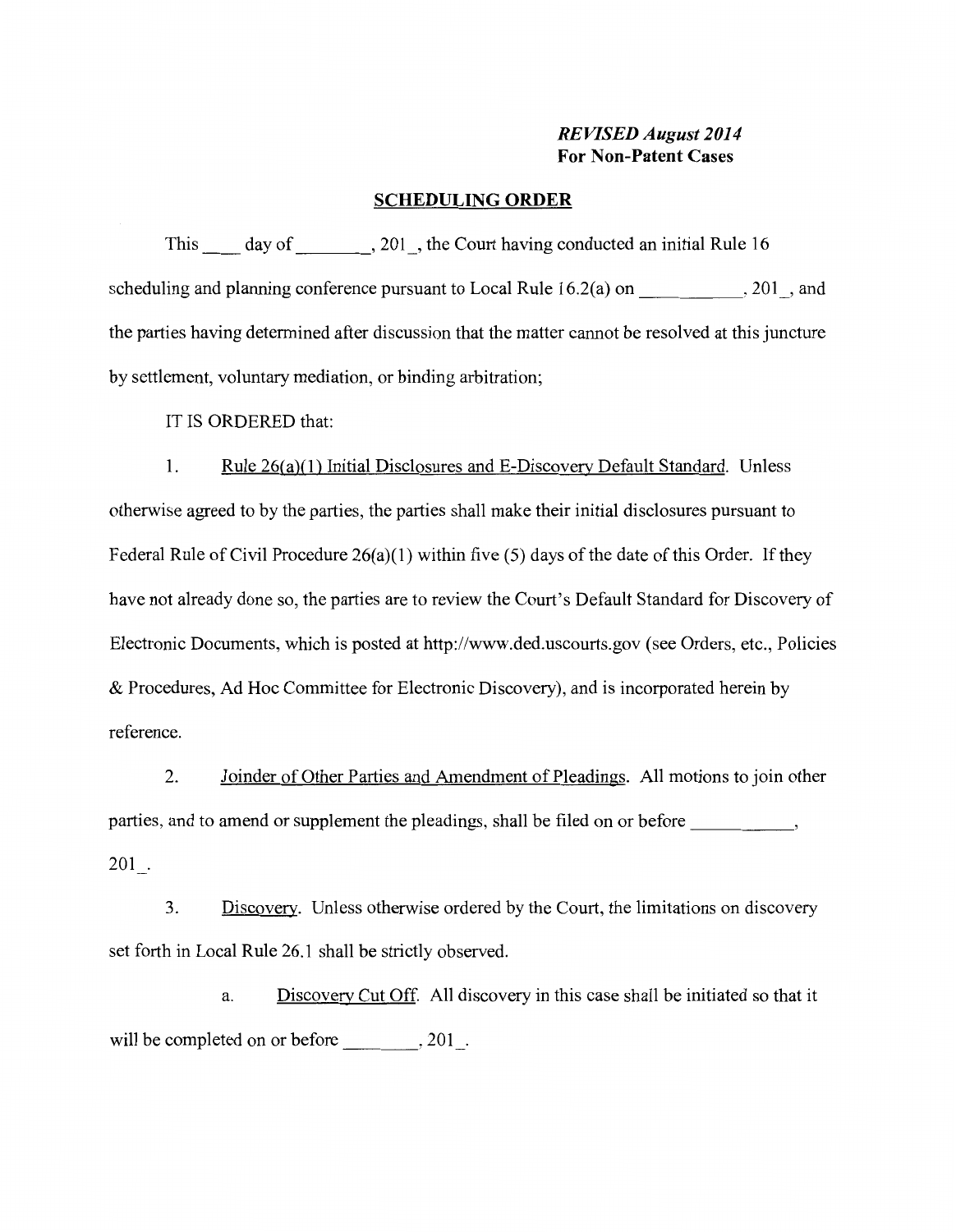*REVISED August 2014*
**For Non-Patent Cases**

## SCHEDULING ORDER

This ____ day of ________, 201_, the Court having conducted an initial Rule 16 scheduling and planning conference pursuant to Local Rule 16.2(a) on ___________, 201_, and the parties having determined after discussion that the matter cannot be resolved at this juncture by settlement, voluntary mediation, or binding arbitration;

IT IS ORDERED that:

1. Rule 26(a)(1) Initial Disclosures and E-Discovery Default Standard. Unless otherwise agreed to by the parties, the parties shall make their initial disclosures pursuant to Federal Rule of Civil Procedure 26(a)(1) within five (5) days of the date of this Order. If they have not already done so, the parties are to review the Court's Default Standard for Discovery of Electronic Documents, which is posted at http://www.ded.uscourts.gov (see Orders, etc., Policies & Procedures, Ad Hoc Committee for Electronic Discovery), and is incorporated herein by reference.

2. Joinder of Other Parties and Amendment of Pleadings. All motions to join other parties, and to amend or supplement the pleadings, shall be filed on or before ___________, 201_.

3. Discovery. Unless otherwise ordered by the Court, the limitations on discovery set forth in Local Rule 26.1 shall be strictly observed.

   a. Discovery Cut Off. All discovery in this case shall be initiated so that it will be completed on or before ________, 201_.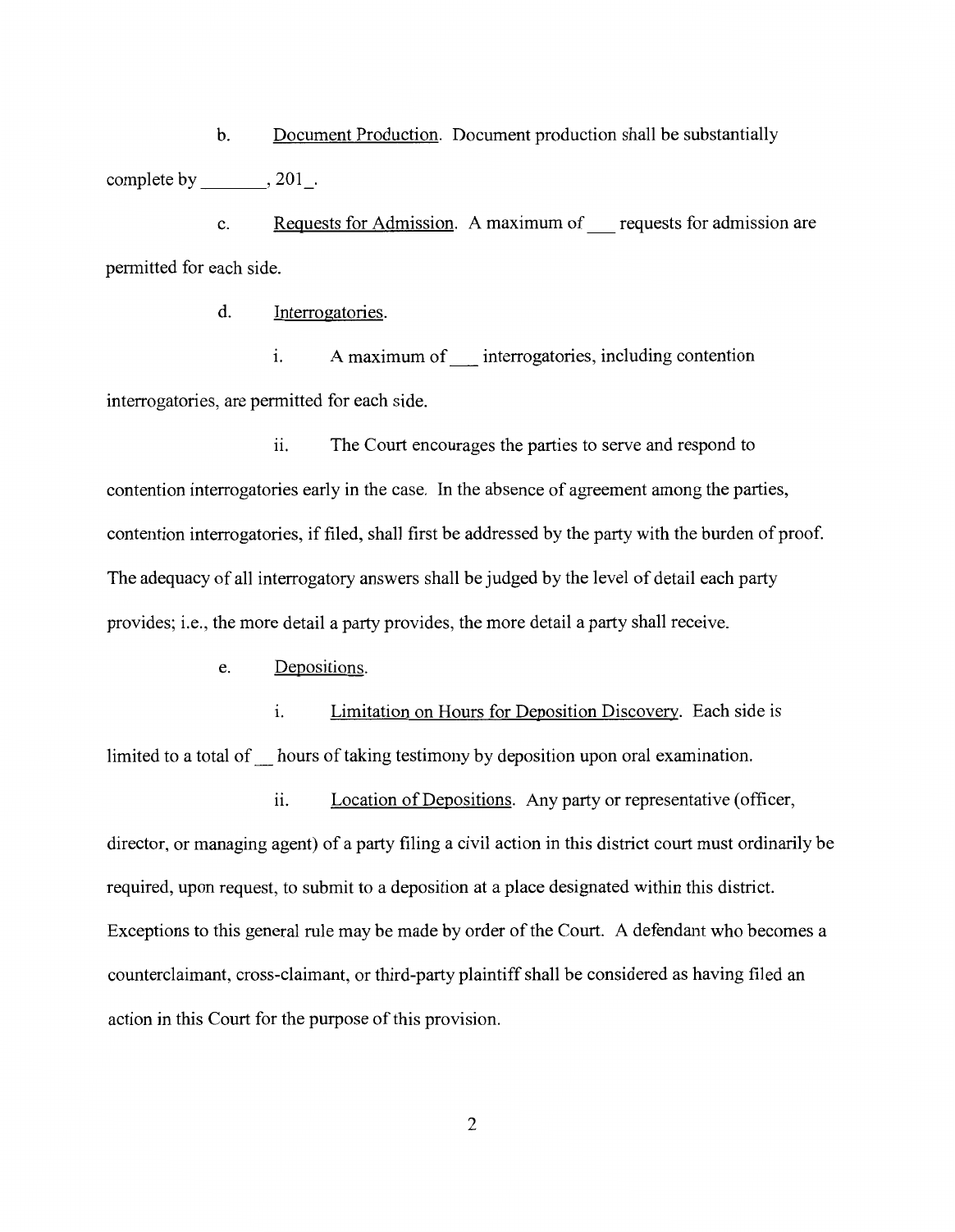b. Document Production. Document production shall be substantially complete by _______, 201_.

c. Requests for Admission. A maximum of ___ requests for admission are permitted for each side.

d. Interrogatories.

i. A maximum of ___ interrogatories, including contention interrogatories, are permitted for each side.

ii. The Court encourages the parties to serve and respond to contention interrogatories early in the case. In the absence of agreement among the parties, contention interrogatories, if filed, shall first be addressed by the party with the burden of proof. The adequacy of all interrogatory answers shall be judged by the level of detail each party provides; i.e., the more detail a party provides, the more detail a party shall receive.

e. Depositions.

i. Limitation on Hours for Deposition Discovery. Each side is limited to a total of __ hours of taking testimony by deposition upon oral examination.

ii. Location of Depositions. Any party or representative (officer, director, or managing agent) of a party filing a civil action in this district court must ordinarily be required, upon request, to submit to a deposition at a place designated within this district. Exceptions to this general rule may be made by order of the Court. A defendant who becomes a counterclaimant, cross-claimant, or third-party plaintiff shall be considered as having filed an action in this Court for the purpose of this provision.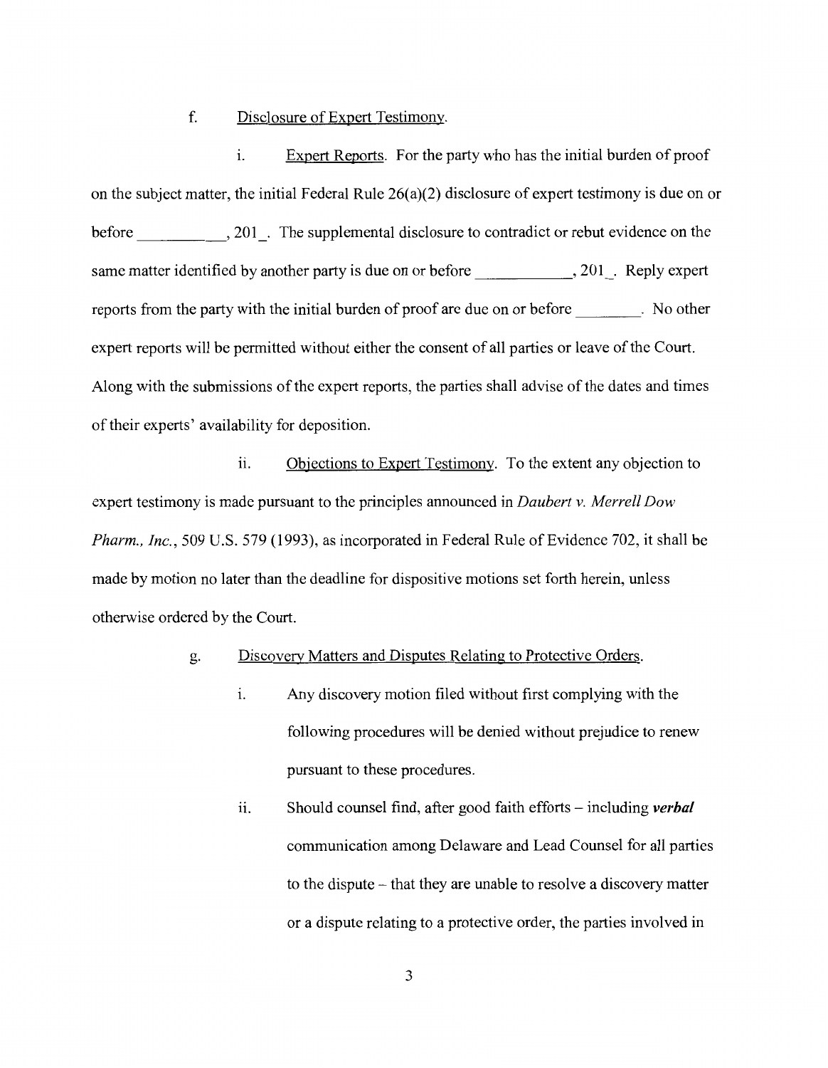f. Disclosure of Expert Testimony.

i. Expert Reports. For the party who has the initial burden of proof on the subject matter, the initial Federal Rule 26(a)(2) disclosure of expert testimony is due on or before ___________, 201_. The supplemental disclosure to contradict or rebut evidence on the same matter identified by another party is due on or before ___________, 201_. Reply expert reports from the party with the initial burden of proof are due on or before ________. No other expert reports will be permitted without either the consent of all parties or leave of the Court. Along with the submissions of the expert reports, the parties shall advise of the dates and times of their experts' availability for deposition.

ii. Objections to Expert Testimony. To the extent any objection to expert testimony is made pursuant to the principles announced in *Daubert v. Merrell Dow Pharm., Inc.*, 509 U.S. 579 (1993), as incorporated in Federal Rule of Evidence 702, it shall be made by motion no later than the deadline for dispositive motions set forth herein, unless otherwise ordered by the Court.

g. Discovery Matters and Disputes Relating to Protective Orders.

i. Any discovery motion filed without first complying with the following procedures will be denied without prejudice to renew pursuant to these procedures.

ii. Should counsel find, after good faith efforts – including ***verbal*** communication among Delaware and Lead Counsel for all parties to the dispute – that they are unable to resolve a discovery matter or a dispute relating to a protective order, the parties involved in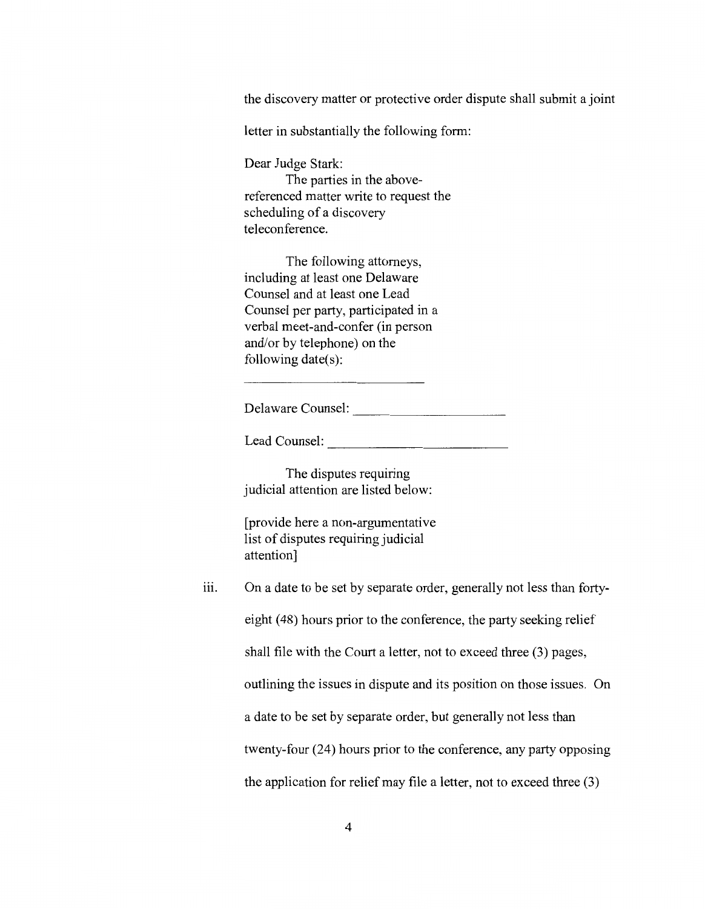the discovery matter or protective order dispute shall submit a joint letter in substantially the following form:

> Dear Judge Stark:
>
> The parties in the above-referenced matter write to request the scheduling of a discovery teleconference.
>
> The following attorneys, including at least one Delaware Counsel and at least one Lead Counsel per party, participated in a verbal meet-and-confer (in person and/or by telephone) on the following date(s):
>
> ____________________
>
> Delaware Counsel: ____________________
>
> Lead Counsel: ____________________
>
> The disputes requiring judicial attention are listed below:
>
> [provide here a non-argumentative list of disputes requiring judicial attention]

iii. On a date to be set by separate order, generally not less than forty-eight (48) hours prior to the conference, the party seeking relief shall file with the Court a letter, not to exceed three (3) pages, outlining the issues in dispute and its position on those issues. On a date to be set by separate order, but generally not less than twenty-four (24) hours prior to the conference, any party opposing the application for relief may file a letter, not to exceed three (3)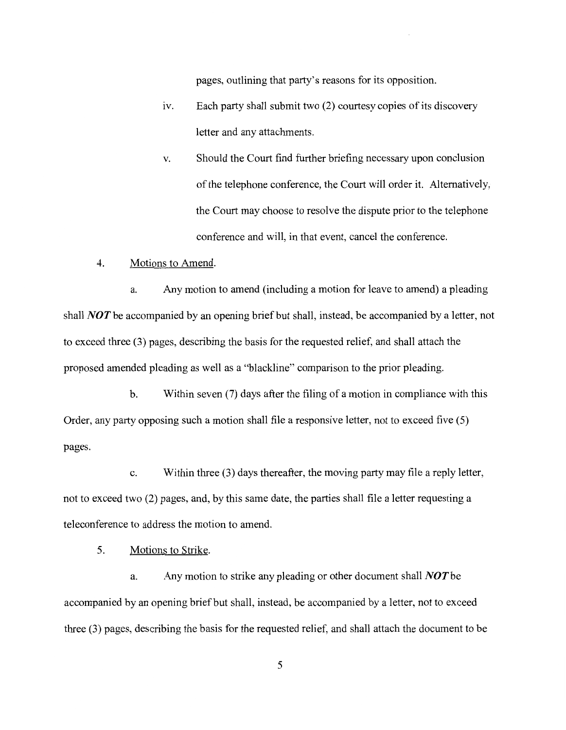pages, outlining that party's reasons for its opposition.

iv. Each party shall submit two (2) courtesy copies of its discovery letter and any attachments.

v. Should the Court find further briefing necessary upon conclusion of the telephone conference, the Court will order it. Alternatively, the Court may choose to resolve the dispute prior to the telephone conference and will, in that event, cancel the conference.

4. Motions to Amend.

a. Any motion to amend (including a motion for leave to amend) a pleading shall ***NOT*** be accompanied by an opening brief but shall, instead, be accompanied by a letter, not to exceed three (3) pages, describing the basis for the requested relief, and shall attach the proposed amended pleading as well as a "blackline" comparison to the prior pleading.

b. Within seven (7) days after the filing of a motion in compliance with this Order, any party opposing such a motion shall file a responsive letter, not to exceed five (5) pages.

c. Within three (3) days thereafter, the moving party may file a reply letter, not to exceed two (2) pages, and, by this same date, the parties shall file a letter requesting a teleconference to address the motion to amend.

5. Motions to Strike.

a. Any motion to strike any pleading or other document shall ***NOT*** be accompanied by an opening brief but shall, instead, be accompanied by a letter, not to exceed three (3) pages, describing the basis for the requested relief, and shall attach the document to be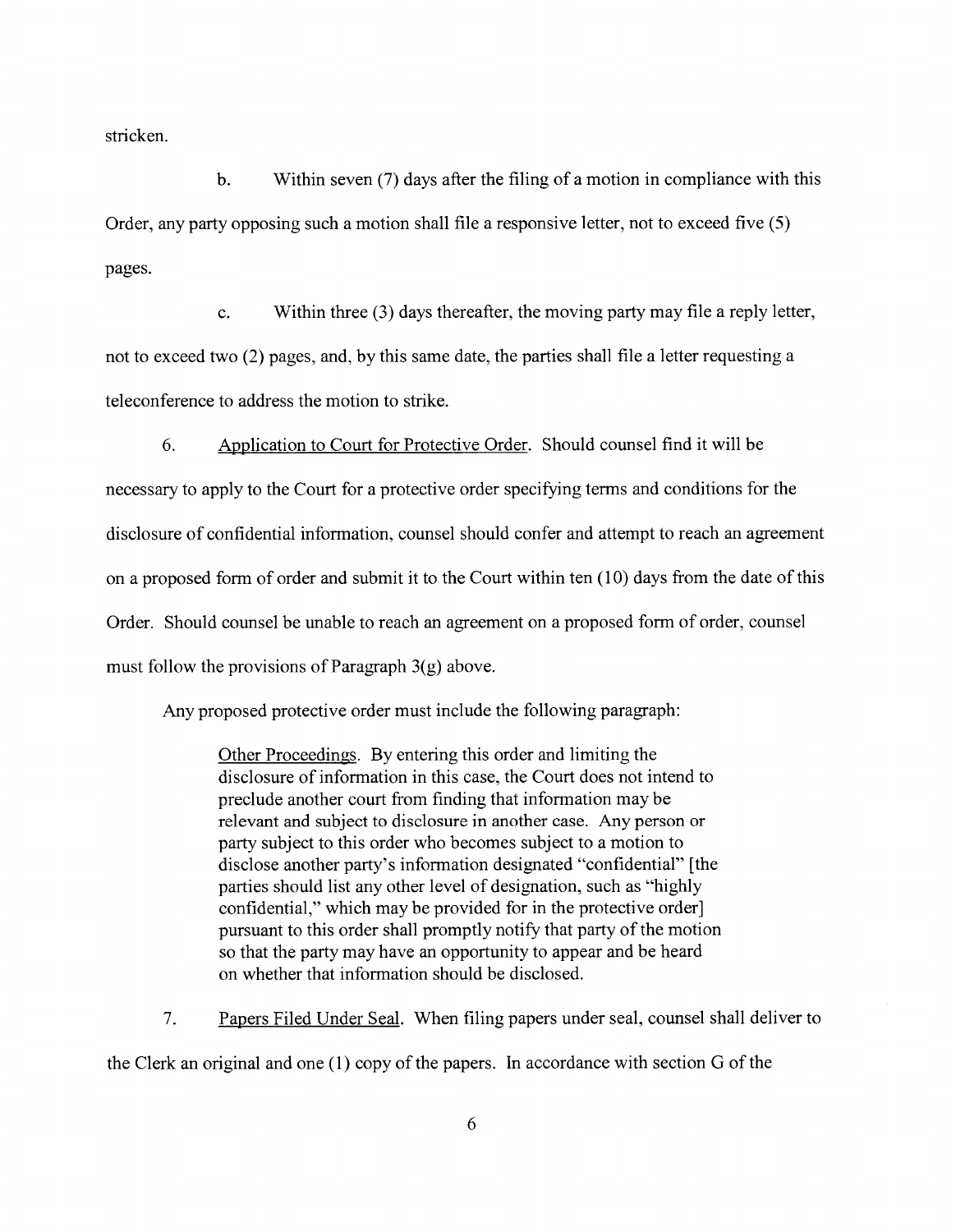stricken.

b. Within seven (7) days after the filing of a motion in compliance with this Order, any party opposing such a motion shall file a responsive letter, not to exceed five (5) pages.

c. Within three (3) days thereafter, the moving party may file a reply letter, not to exceed two (2) pages, and, by this same date, the parties shall file a letter requesting a teleconference to address the motion to strike.

6. Application to Court for Protective Order. Should counsel find it will be necessary to apply to the Court for a protective order specifying terms and conditions for the disclosure of confidential information, counsel should confer and attempt to reach an agreement on a proposed form of order and submit it to the Court within ten (10) days from the date of this Order. Should counsel be unable to reach an agreement on a proposed form of order, counsel must follow the provisions of Paragraph 3(g) above.

Any proposed protective order must include the following paragraph:

> Other Proceedings. By entering this order and limiting the disclosure of information in this case, the Court does not intend to preclude another court from finding that information may be relevant and subject to disclosure in another case. Any person or party subject to this order who becomes subject to a motion to disclose another party's information designated "confidential" [the parties should list any other level of designation, such as "highly confidential," which may be provided for in the protective order] pursuant to this order shall promptly notify that party of the motion so that the party may have an opportunity to appear and be heard on whether that information should be disclosed.

7. Papers Filed Under Seal. When filing papers under seal, counsel shall deliver to the Clerk an original and one (1) copy of the papers. In accordance with section G of the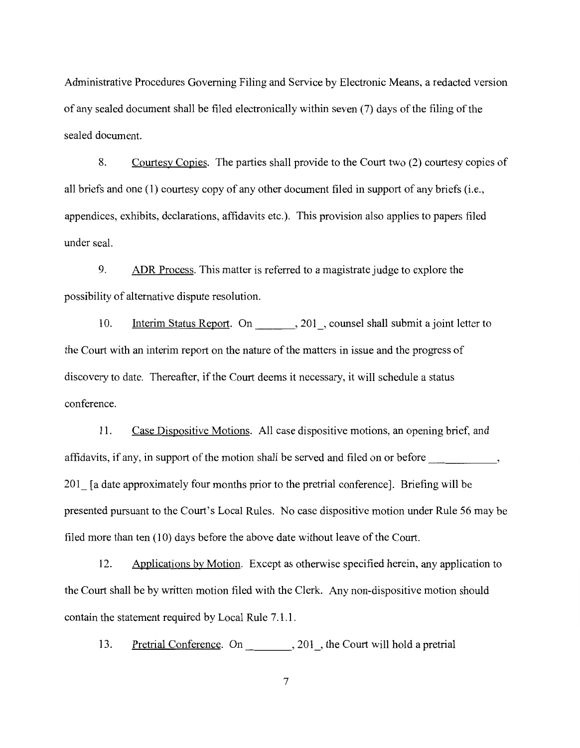Administrative Procedures Governing Filing and Service by Electronic Means, a redacted version of any sealed document shall be filed electronically within seven (7) days of the filing of the sealed document.

8. Courtesy Copies. The parties shall provide to the Court two (2) courtesy copies of all briefs and one (1) courtesy copy of any other document filed in support of any briefs (i.e., appendices, exhibits, declarations, affidavits etc.). This provision also applies to papers filed under seal.

9. ADR Process. This matter is referred to a magistrate judge to explore the possibility of alternative dispute resolution.

10. Interim Status Report. On _______, 201_, counsel shall submit a joint letter to the Court with an interim report on the nature of the matters in issue and the progress of discovery to date. Thereafter, if the Court deems it necessary, it will schedule a status conference.

11. Case Dispositive Motions. All case dispositive motions, an opening brief, and affidavits, if any, in support of the motion shall be served and filed on or before ___________, 201_ [a date approximately four months prior to the pretrial conference]. Briefing will be presented pursuant to the Court's Local Rules. No case dispositive motion under Rule 56 may be filed more than ten (10) days before the above date without leave of the Court.

12. Applications by Motion. Except as otherwise specified herein, any application to the Court shall be by written motion filed with the Clerk. Any non-dispositive motion should contain the statement required by Local Rule 7.1.1.

13. Pretrial Conference. On ________, 201_, the Court will hold a pretrial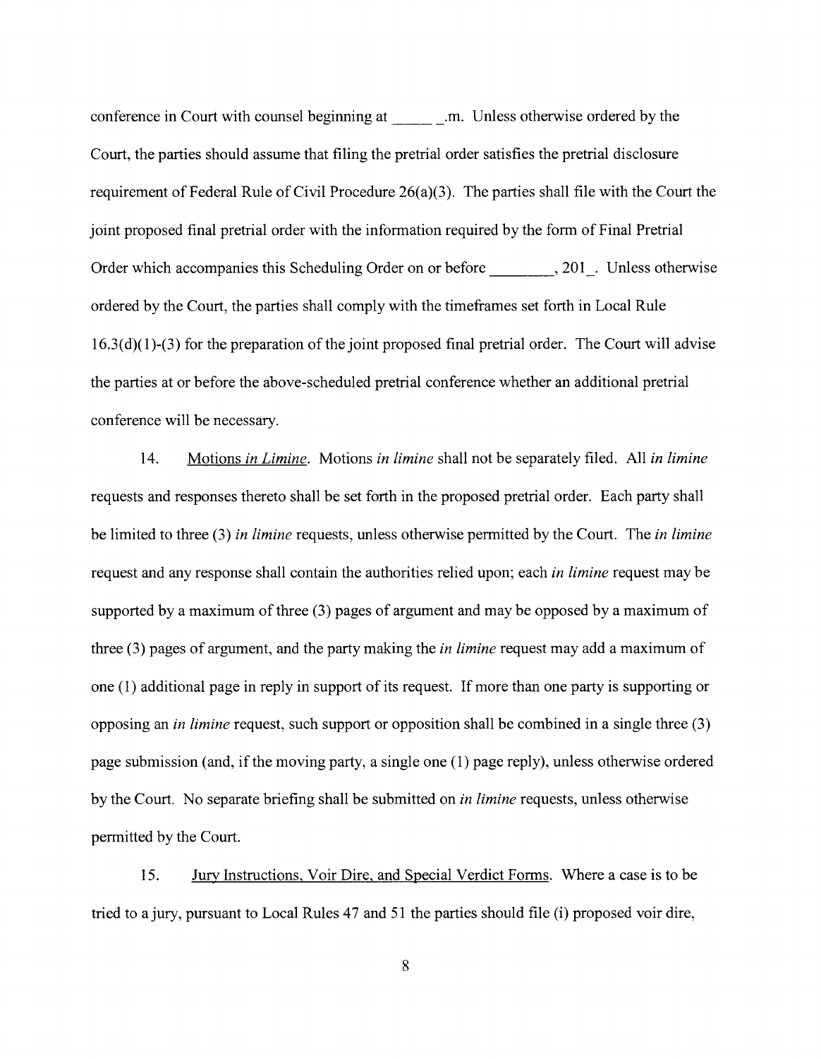conference in Court with counsel beginning at _____ _.m. Unless otherwise ordered by the Court, the parties should assume that filing the pretrial order satisfies the pretrial disclosure requirement of Federal Rule of Civil Procedure 26(a)(3). The parties shall file with the Court the joint proposed final pretrial order with the information required by the form of Final Pretrial Order which accompanies this Scheduling Order on or before ________, 201_. Unless otherwise ordered by the Court, the parties shall comply with the timeframes set forth in Local Rule 16.3(d)(1)-(3) for the preparation of the joint proposed final pretrial order. The Court will advise the parties at or before the above-scheduled pretrial conference whether an additional pretrial conference will be necessary.

14. <u>Motions *in Limine*</u>. Motions *in limine* shall not be separately filed. All *in limine* requests and responses thereto shall be set forth in the proposed pretrial order. Each party shall be limited to three (3) *in limine* requests, unless otherwise permitted by the Court. The *in limine* request and any response shall contain the authorities relied upon; each *in limine* request may be supported by a maximum of three (3) pages of argument and may be opposed by a maximum of three (3) pages of argument, and the party making the *in limine* request may add a maximum of one (1) additional page in reply in support of its request. If more than one party is supporting or opposing an *in limine* request, such support or opposition shall be combined in a single three (3) page submission (and, if the moving party, a single one (1) page reply), unless otherwise ordered by the Court. No separate briefing shall be submitted on *in limine* requests, unless otherwise permitted by the Court.

15. <u>Jury Instructions, Voir Dire, and Special Verdict Forms</u>. Where a case is to be tried to a jury, pursuant to Local Rules 47 and 51 the parties should file (i) proposed voir dire,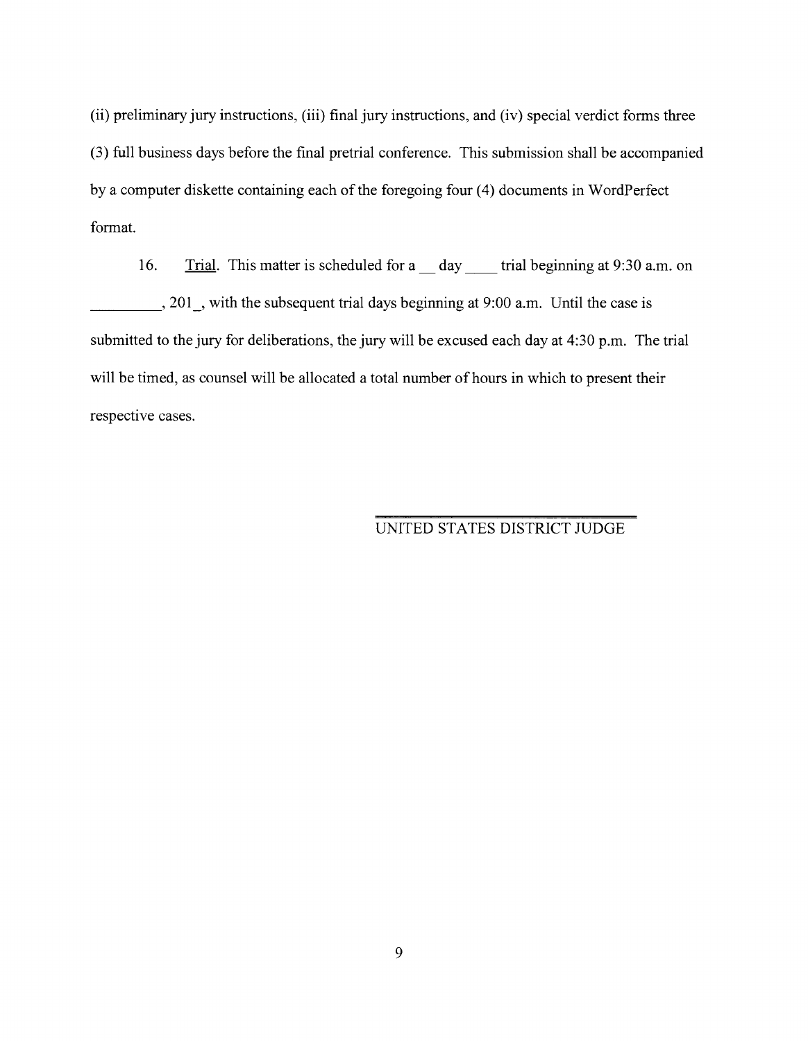(ii) preliminary jury instructions, (iii) final jury instructions, and (iv) special verdict forms three (3) full business days before the final pretrial conference. This submission shall be accompanied by a computer diskette containing each of the foregoing four (4) documents in WordPerfect format.

16. <u>Trial</u>. This matter is scheduled for a __ day ____ trial beginning at 9:30 a.m. on _________, 201_, with the subsequent trial days beginning at 9:00 a.m. Until the case is submitted to the jury for deliberations, the jury will be excused each day at 4:30 p.m. The trial will be timed, as counsel will be allocated a total number of hours in which to present their respective cases.

_______________________________
UNITED STATES DISTRICT JUDGE